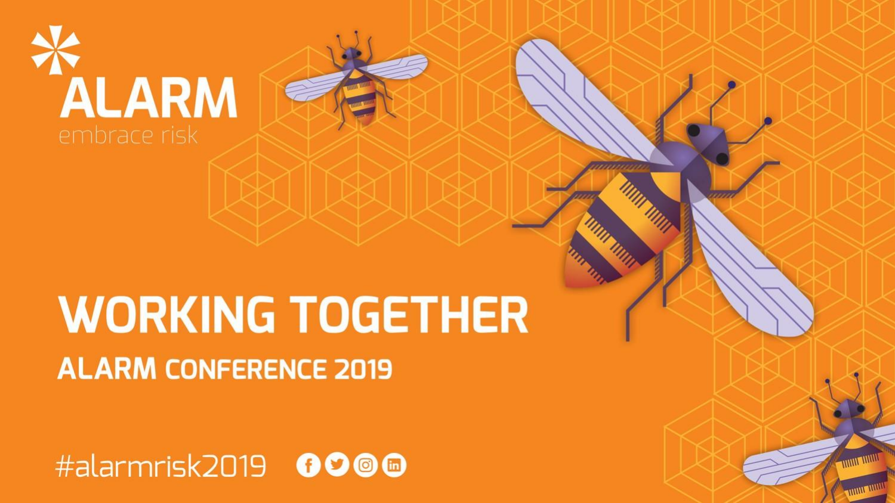ALARM

embrace risk

# WORKING TOGETHER

## ALARM CONFERENCE 2019

#alarmrisk2019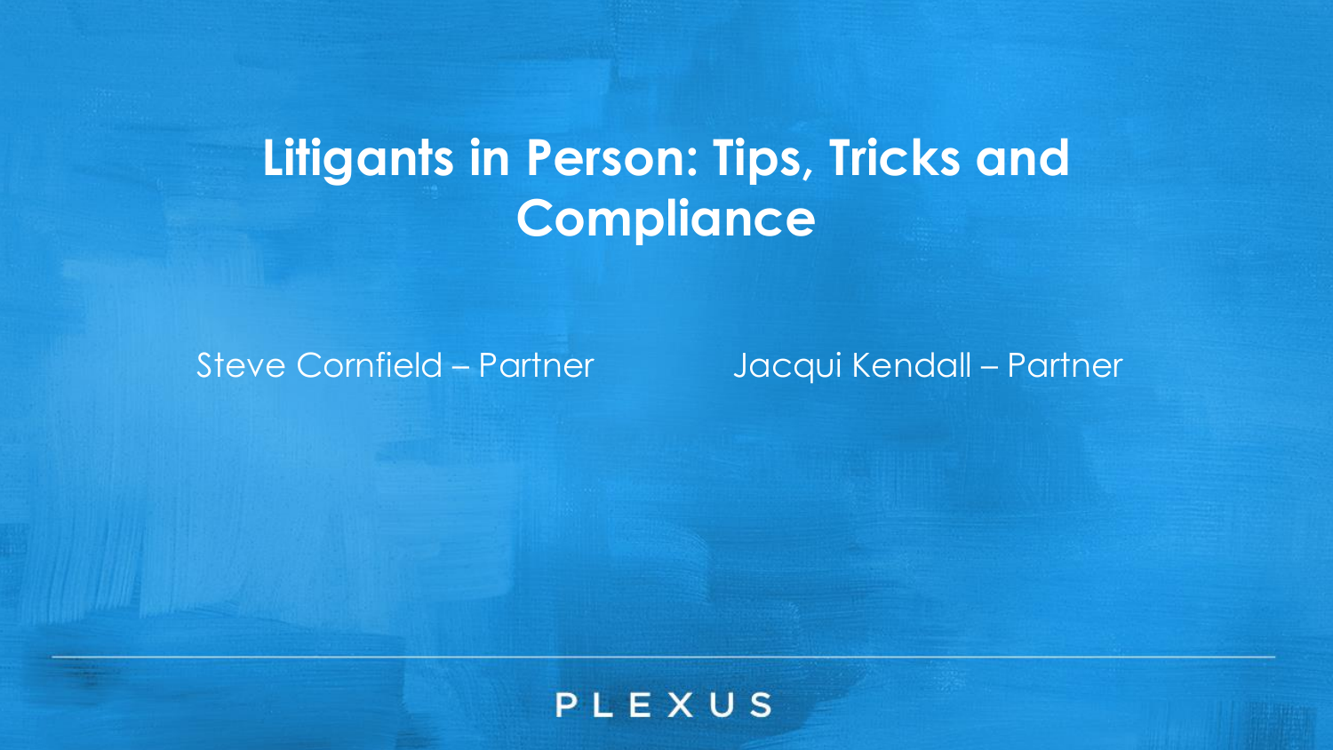# Litigants in Person: Tips, Tricks and Compliance

Steve Cornfield – Partner

Jacqui Kendall – Partner

PLEXUS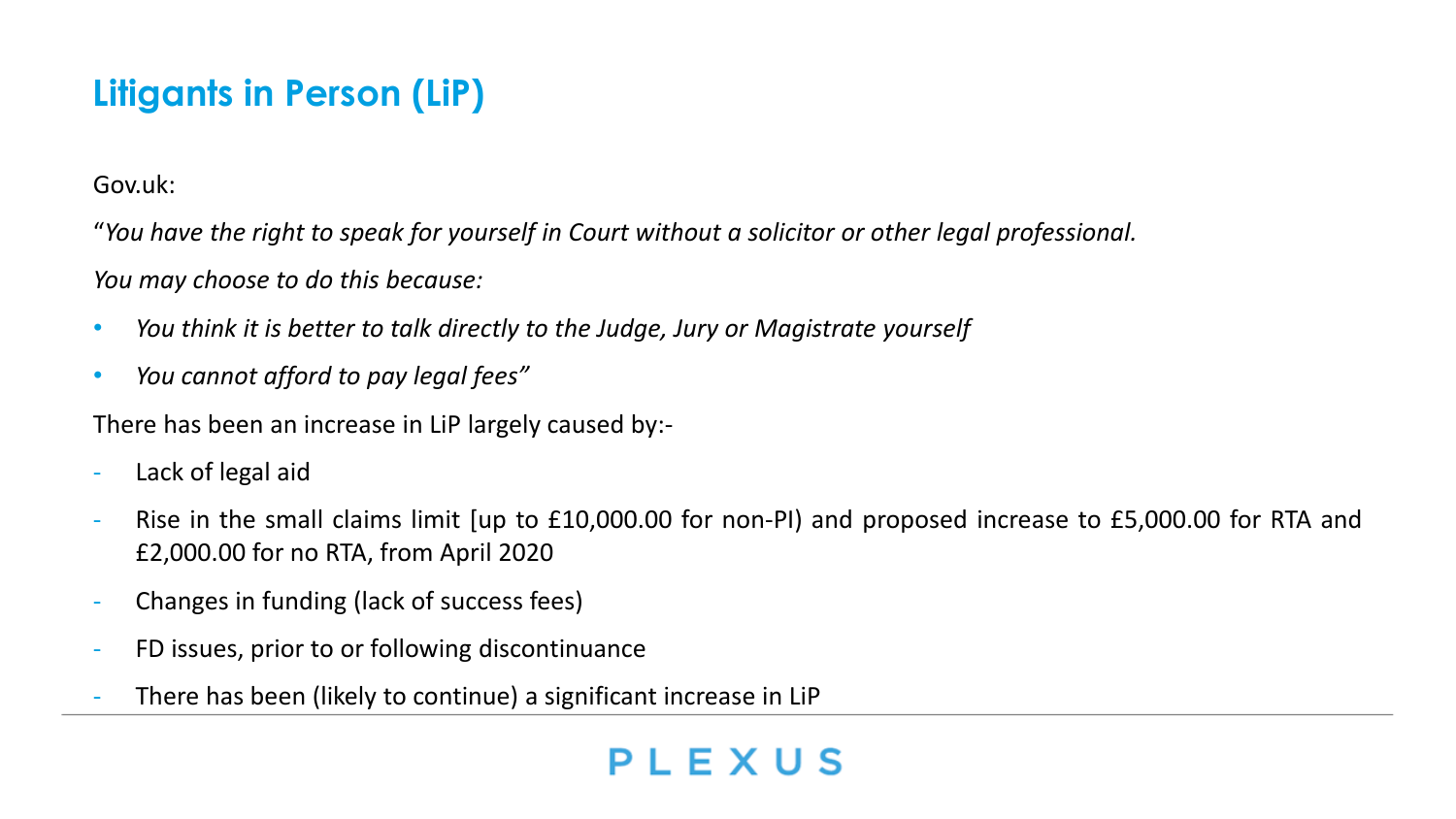# Litigants in Person (LiP)

Gov.uk:

“*You have the right to speak for yourself in Court without a solicitor or other legal professional.*

*You may choose to do this because:*

- *You think it is better to talk directly to the Judge, Jury or Magistrate yourself*
- *You cannot afford to pay legal fees”*

There has been an increase in LiP largely caused by:-

- Lack of legal aid
- Rise in the small claims limit [up to £10,000.00 for non-PI) and proposed increase to £5,000.00 for RTA and £2,000.00 for no RTA, from April 2020
- Changes in funding (lack of success fees)
- FD issues, prior to or following discontinuance
- There has been (likely to continue) a significant increase in LiP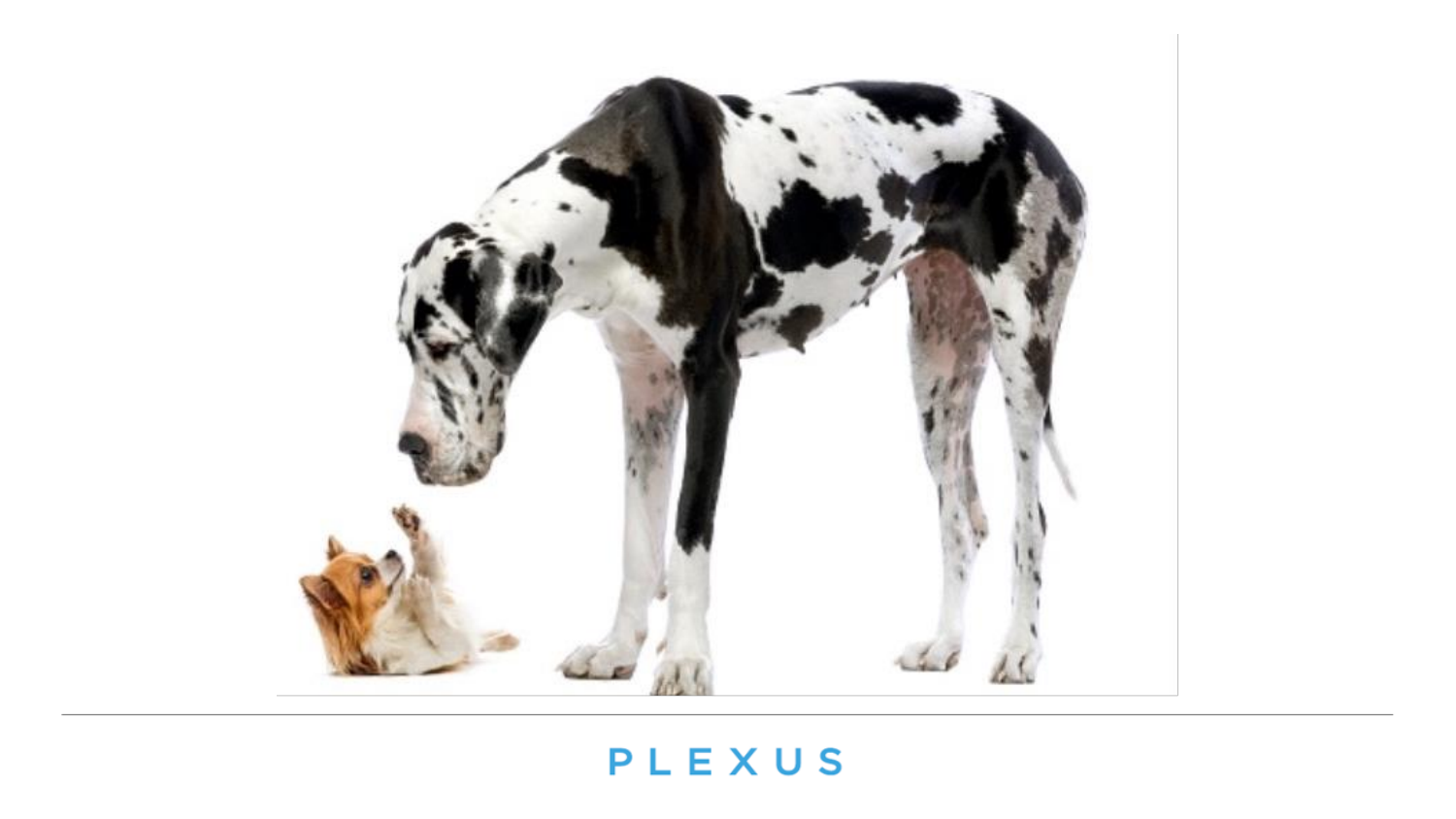PLEXUS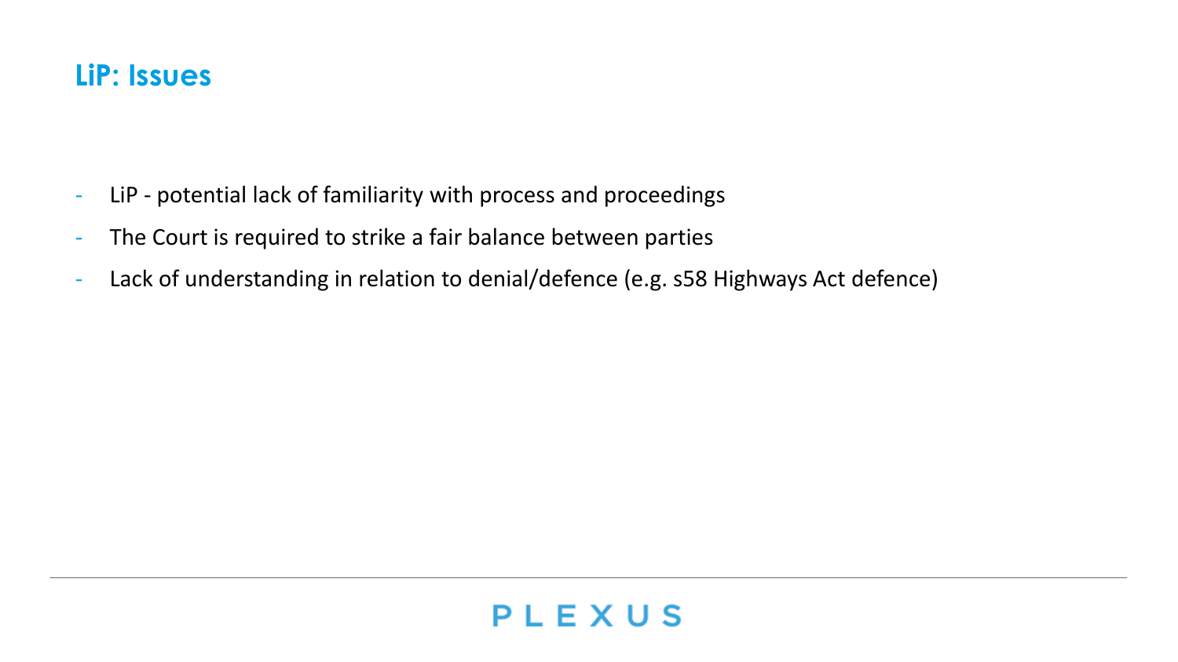## LiP: Issues

- LiP - potential lack of familiarity with process and proceedings
- The Court is required to strike a fair balance between parties
- Lack of understanding in relation to denial/defence (e.g. s58 Highways Act defence)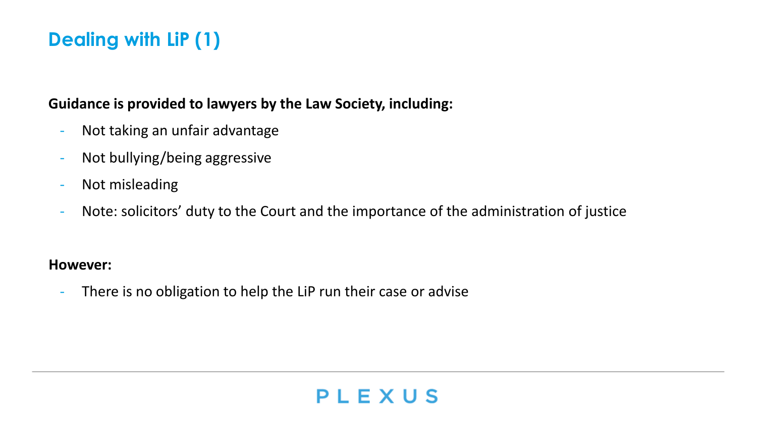## Dealing with LiP (1)

**Guidance is provided to lawyers by the Law Society, including:**

- Not taking an unfair advantage
- Not bullying/being aggressive
- Not misleading
- Note: solicitors' duty to the Court and the importance of the administration of justice

**However:**

- There is no obligation to help the LiP run their case or advise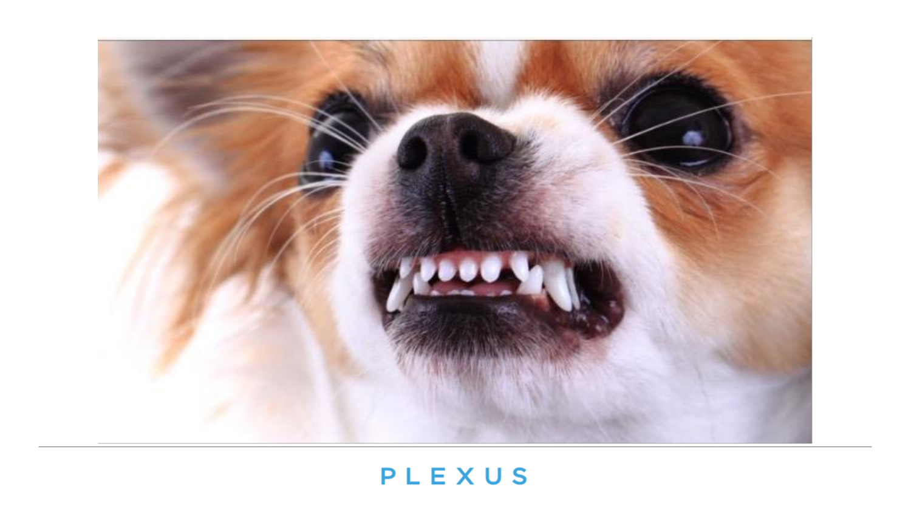PLEXUS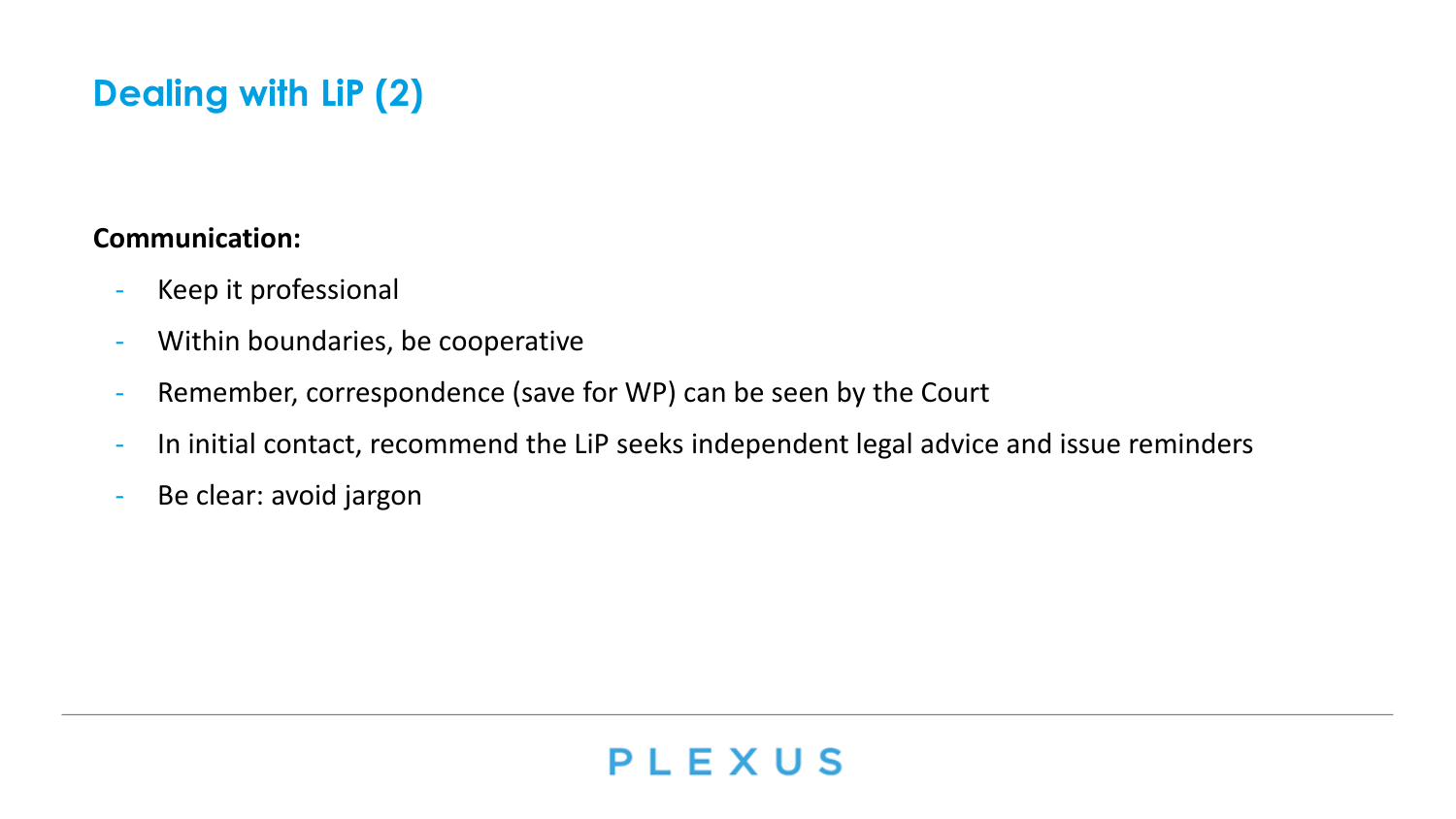## Dealing with LiP (2)

**Communication:**

- Keep it professional
- Within boundaries, be cooperative
- Remember, correspondence (save for WP) can be seen by the Court
- In initial contact, recommend the LiP seeks independent legal advice and issue reminders
- Be clear: avoid jargon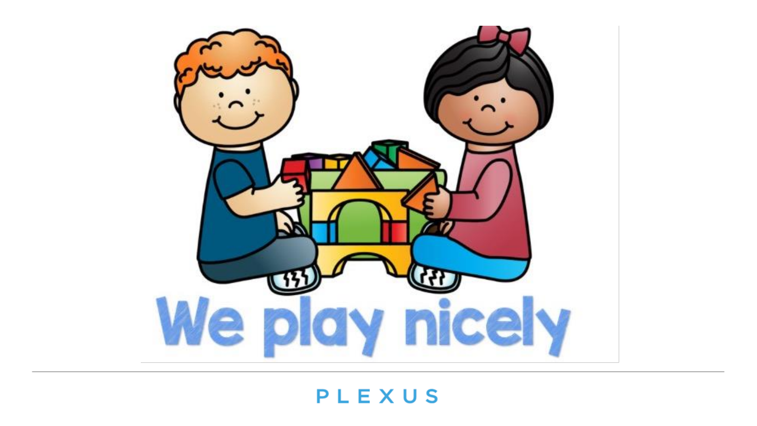We play nicely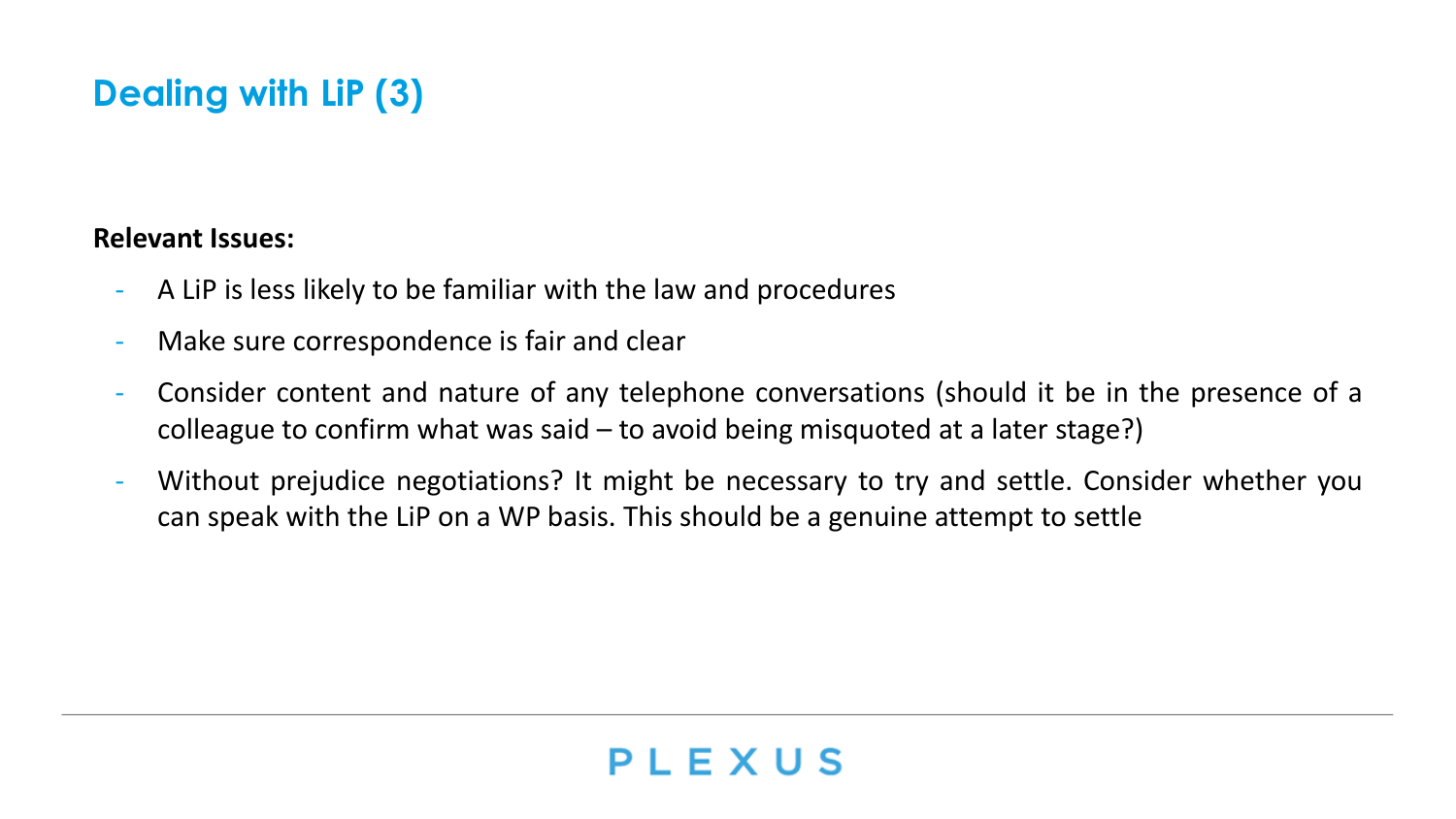# Dealing with LiP (3)

**Relevant Issues:**

- A LiP is less likely to be familiar with the law and procedures
- Make sure correspondence is fair and clear
- Consider content and nature of any telephone conversations (should it be in the presence of a colleague to confirm what was said – to avoid being misquoted at a later stage?)
- Without prejudice negotiations? It might be necessary to try and settle. Consider whether you can speak with the LiP on a WP basis. This should be a genuine attempt to settle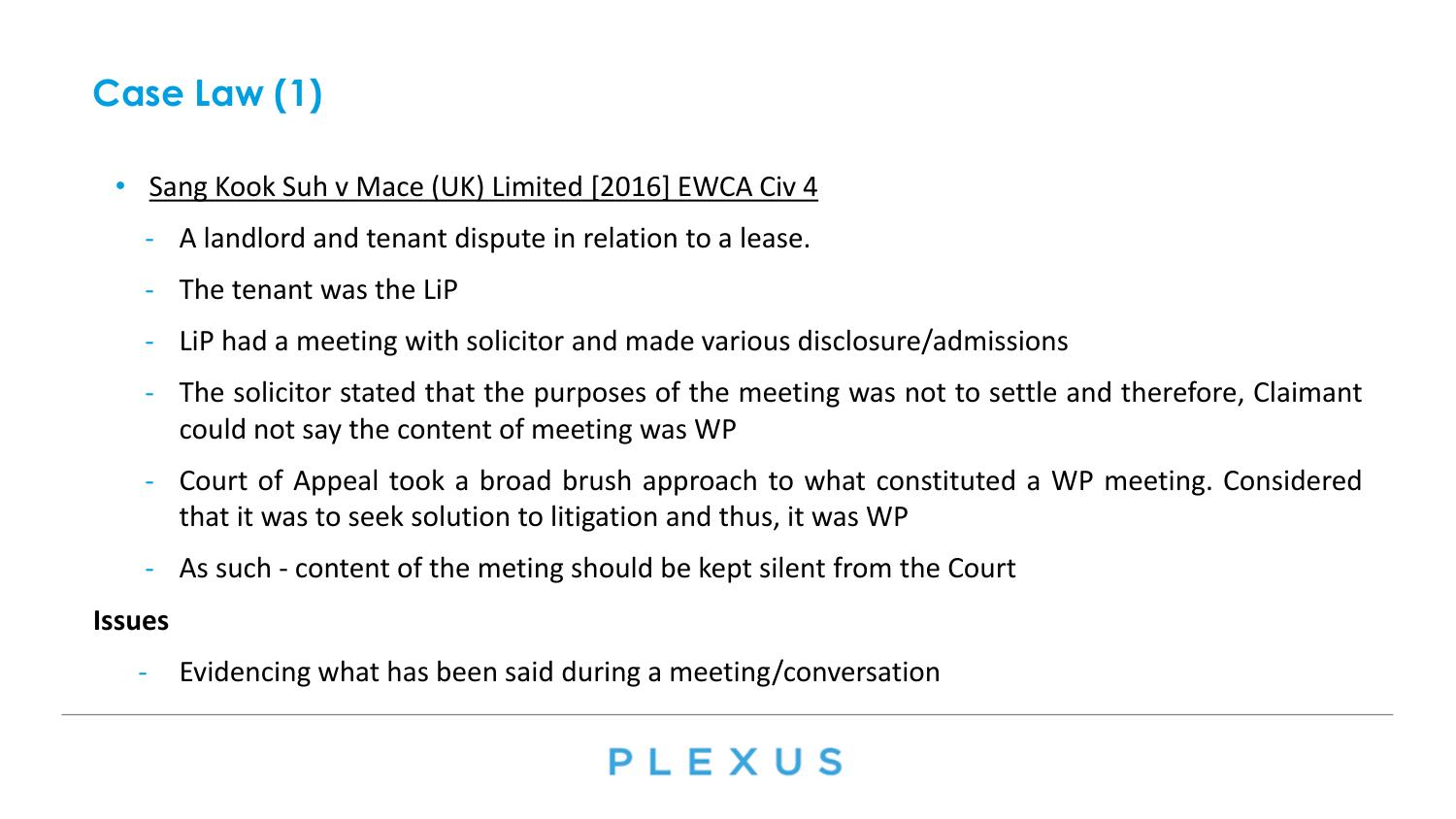## Case Law (1)

- Sang Kook Suh v Mace (UK) Limited [2016] EWCA Civ 4
  - A landlord and tenant dispute in relation to a lease.
  - The tenant was the LiP
  - LiP had a meeting with solicitor and made various disclosure/admissions
  - The solicitor stated that the purposes of the meeting was not to settle and therefore, Claimant could not say the content of meeting was WP
  - Court of Appeal took a broad brush approach to what constituted a WP meeting. Considered that it was to seek solution to litigation and thus, it was WP
  - As such - content of the meting should be kept silent from the Court

**Issues**

- Evidencing what has been said during a meeting/conversation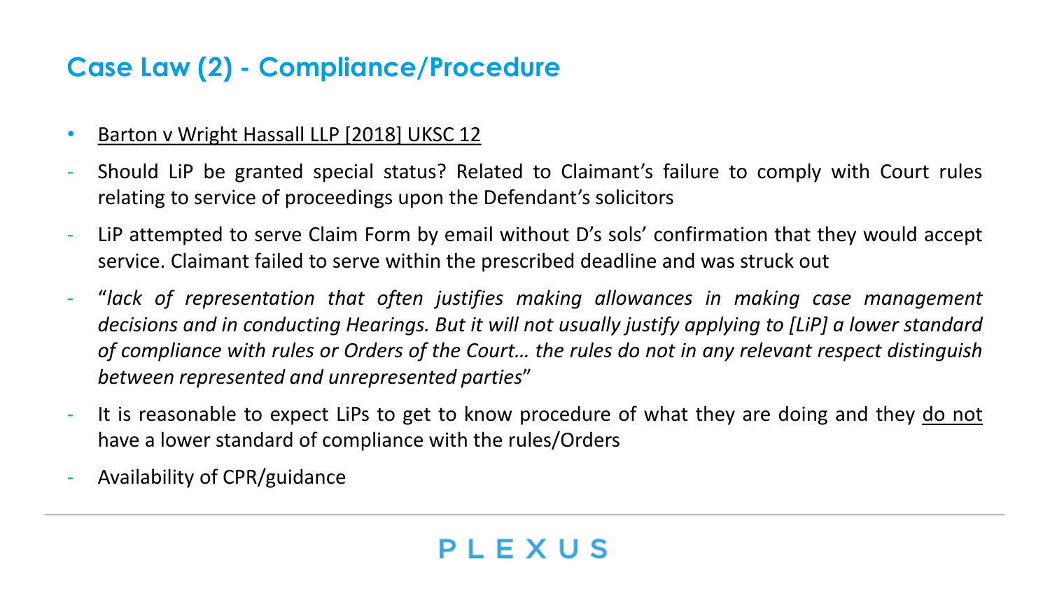## Case Law (2) - Compliance/Procedure

- <u>Barton v Wright Hassall LLP [2018] UKSC 12</u>
  - Should LiP be granted special status? Related to Claimant's failure to comply with Court rules relating to service of proceedings upon the Defendant's solicitors
  - LiP attempted to serve Claim Form by email without D's sols' confirmation that they would accept service. Claimant failed to serve within the prescribed deadline and was struck out
  - "*lack of representation that often justifies making allowances in making case management decisions and in conducting Hearings. But it will not usually justify applying to [LiP] a lower standard of compliance with rules or Orders of the Court… the rules do not in any relevant respect distinguish between represented and unrepresented parties*"
  - It is reasonable to expect LiPs to get to know procedure of what they are doing and they <u>do not</u> have a lower standard of compliance with the rules/Orders
  - Availability of CPR/guidance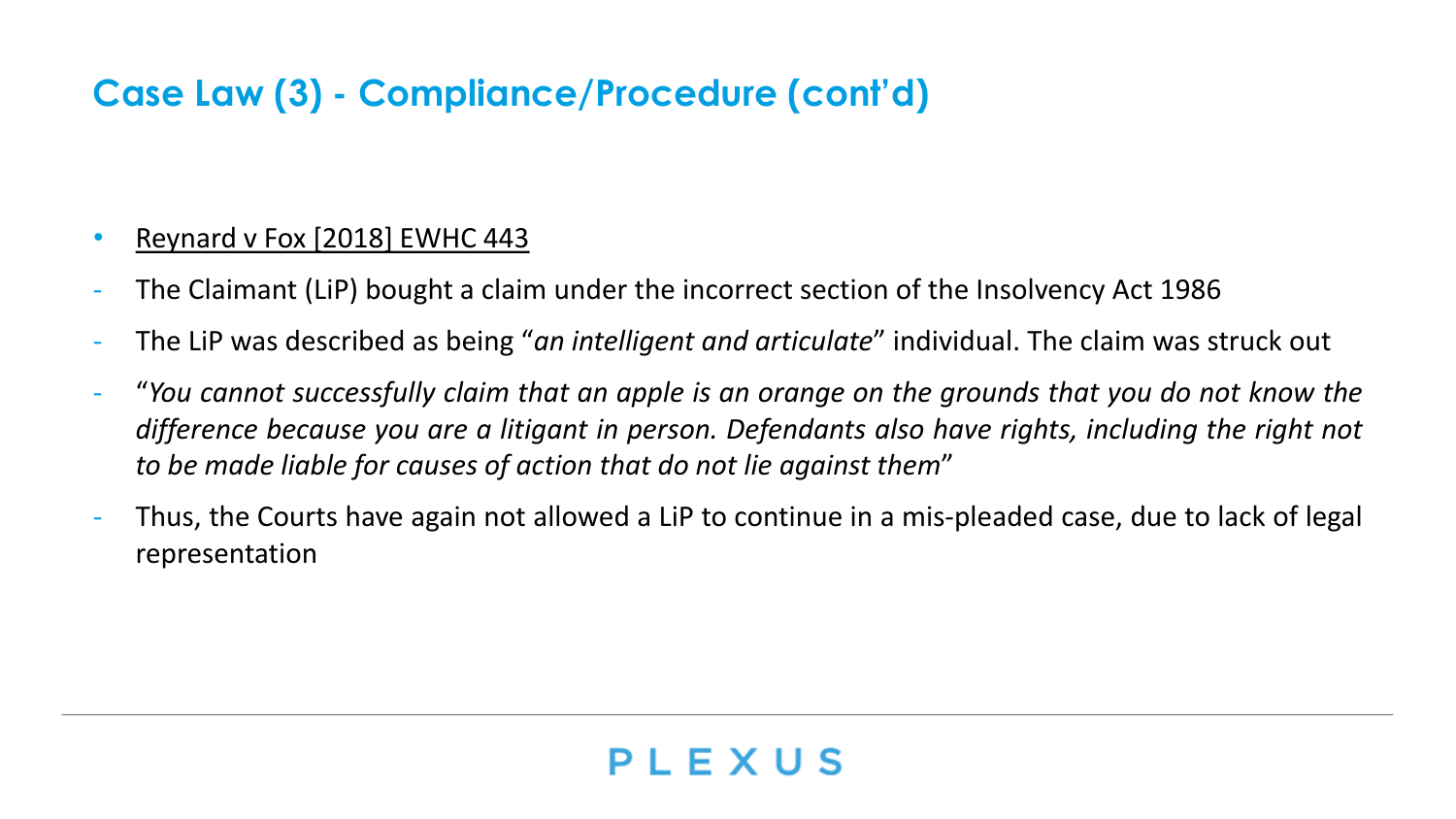## Case Law (3) - Compliance/Procedure (cont'd)

- <u>Reynard v Fox [2018] EWHC 443</u>
- The Claimant (LiP) bought a claim under the incorrect section of the Insolvency Act 1986
- The LiP was described as being "*an intelligent and articulate*" individual. The claim was struck out
- "*You cannot successfully claim that an apple is an orange on the grounds that you do not know the difference because you are a litigant in person. Defendants also have rights, including the right not to be made liable for causes of action that do not lie against them*"
- Thus, the Courts have again not allowed a LiP to continue in a mis-pleaded case, due to lack of legal representation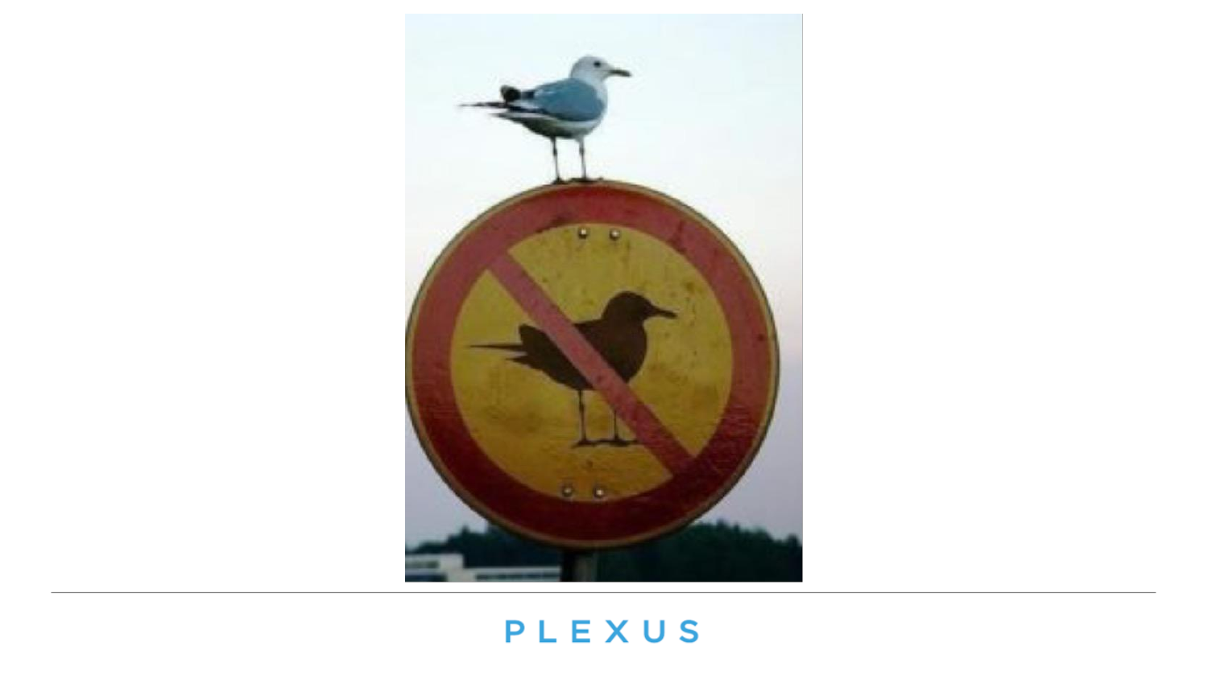PLEXUS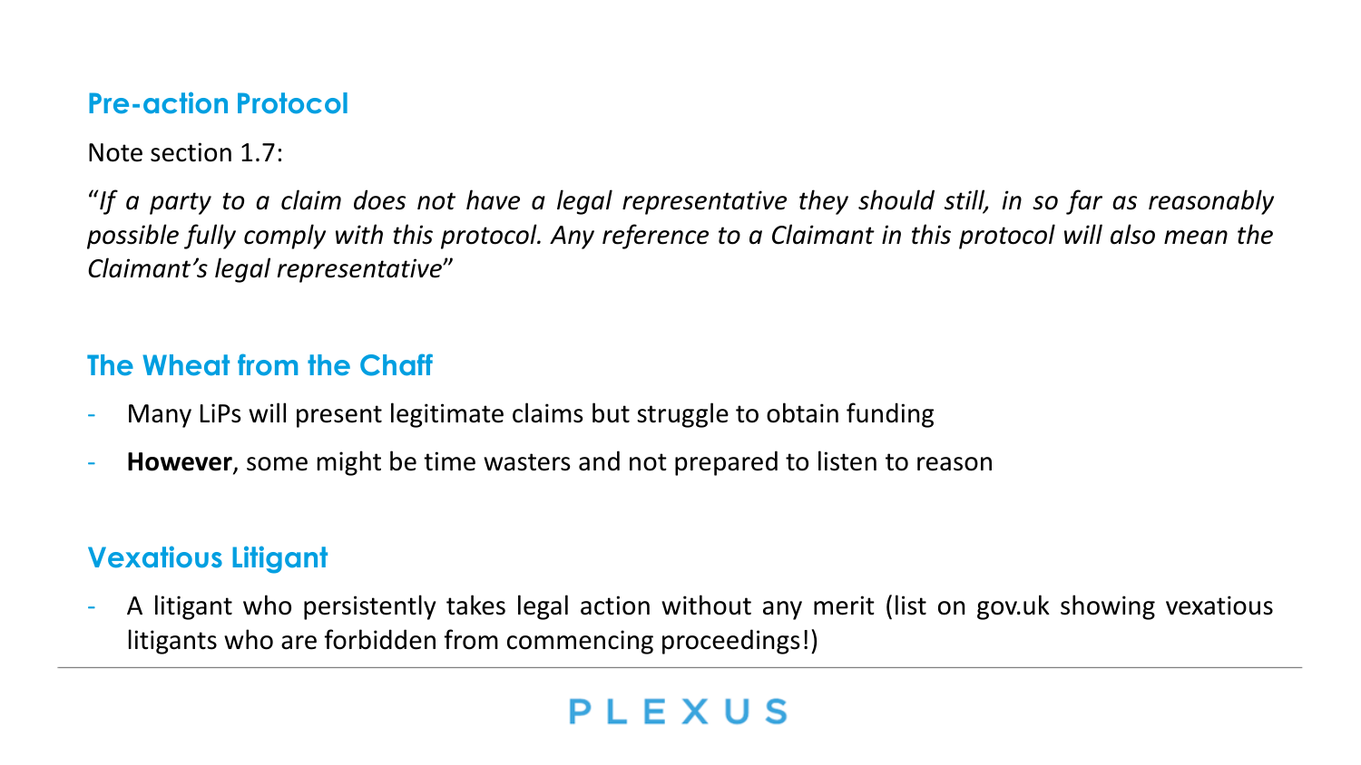## Pre-action Protocol

Note section 1.7:

"*If a party to a claim does not have a legal representative they should still, in so far as reasonably possible fully comply with this protocol. Any reference to a Claimant in this protocol will also mean the Claimant's legal representative*"

## The Wheat from the Chaff

- Many LiPs will present legitimate claims but struggle to obtain funding
- **However**, some might be time wasters and not prepared to listen to reason

## Vexatious Litigant

- A litigant who persistently takes legal action without any merit (list on gov.uk showing vexatious litigants who are forbidden from commencing proceedings!)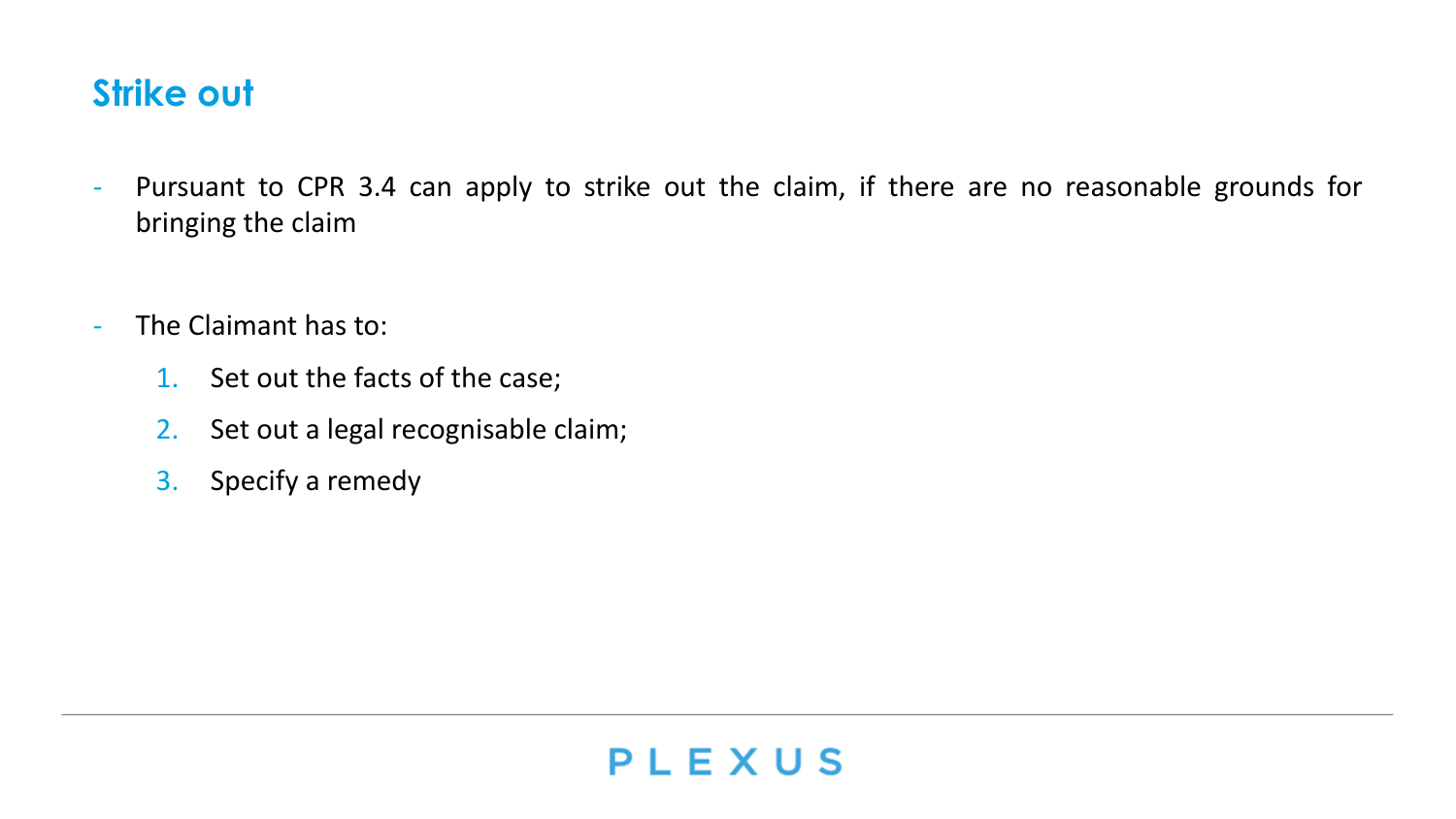## Strike out

- Pursuant to CPR 3.4 can apply to strike out the claim, if there are no reasonable grounds for bringing the claim

- The Claimant has to:
  1. Set out the facts of the case;
  2. Set out a legal recognisable claim;
  3. Specify a remedy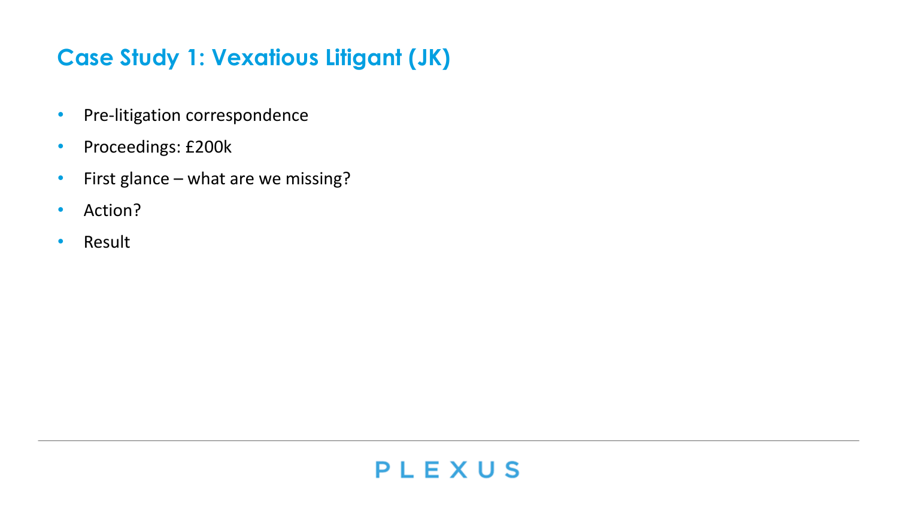# Case Study 1: Vexatious Litigant (JK)

- Pre-litigation correspondence
- Proceedings: £200k
- First glance – what are we missing?
- Action?
- Result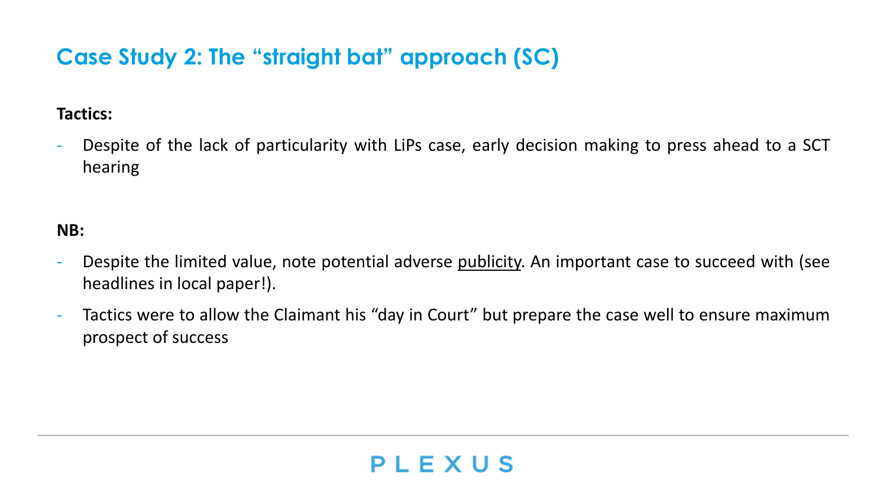## Case Study 2: The "straight bat" approach (SC)

**Tactics:**

- Despite of the lack of particularity with LiPs case, early decision making to press ahead to a SCT hearing

**NB:**

- Despite the limited value, note potential adverse <u>publicity</u>. An important case to succeed with (see headlines in local paper!).
- Tactics were to allow the Claimant his "day in Court" but prepare the case well to ensure maximum prospect of success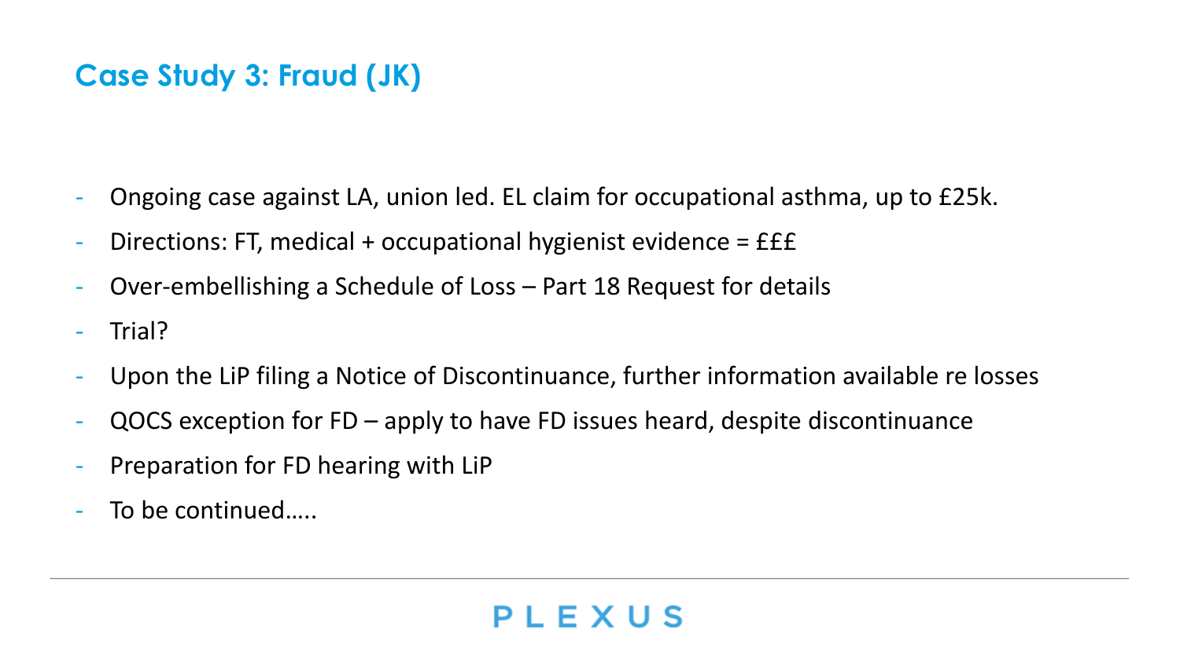## Case Study 3: Fraud (JK)

- Ongoing case against LA, union led. EL claim for occupational asthma, up to £25k.
- Directions: FT, medical + occupational hygienist evidence = £££
- Over-embellishing a Schedule of Loss – Part 18 Request for details
- Trial?
- Upon the LiP filing a Notice of Discontinuance, further information available re losses
- QOCS exception for FD – apply to have FD issues heard, despite discontinuance
- Preparation for FD hearing with LiP
- To be continued…..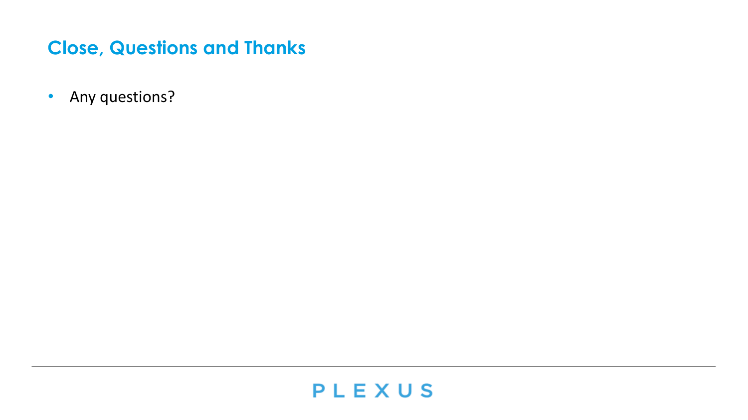## Close, Questions and Thanks

- Any questions?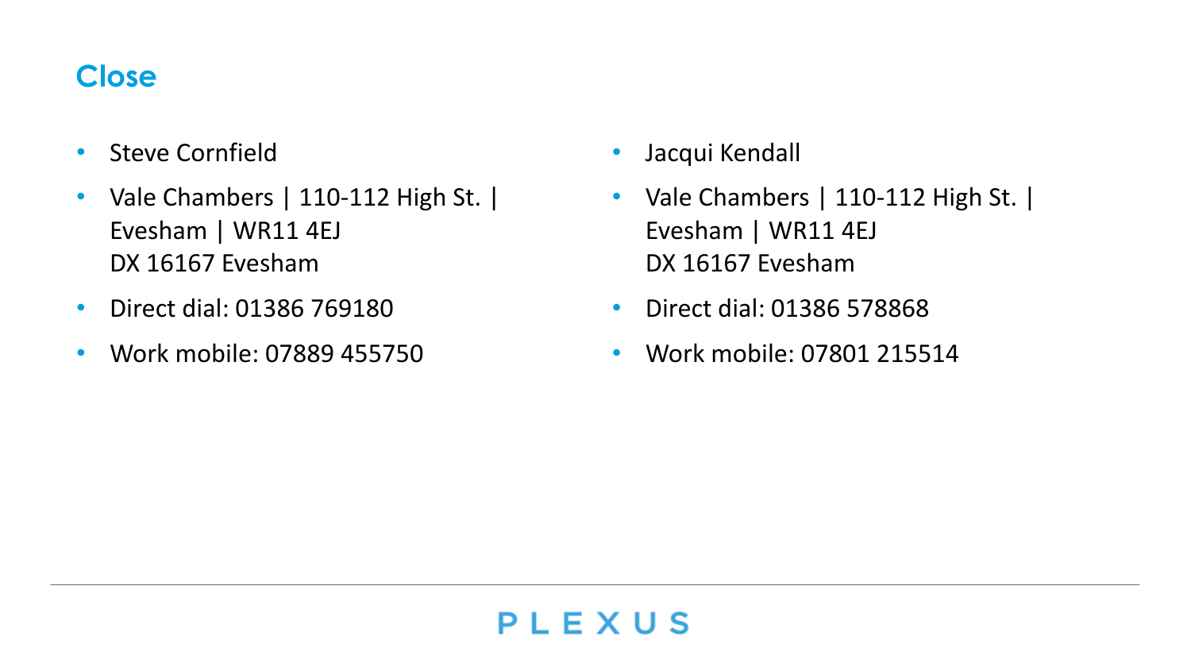## Close

- Steve Cornfield
- Vale Chambers | 110-112 High St. | Evesham | WR11 4EJ
  DX 16167 Evesham
- Direct dial: 01386 769180
- Work mobile: 07889 455750

- Jacqui Kendall
- Vale Chambers | 110-112 High St. | Evesham | WR11 4EJ
  DX 16167 Evesham
- Direct dial: 01386 578868
- Work mobile: 07801 215514

PLEXUS